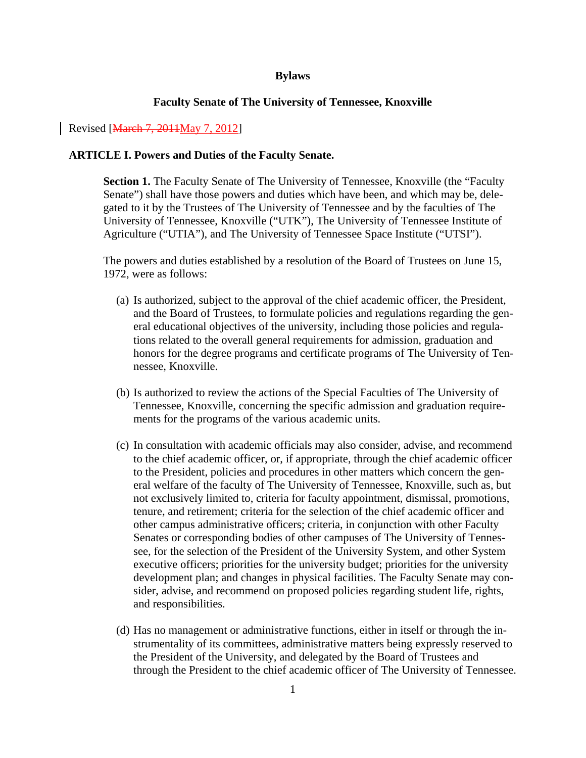**Bylaws**

**Faculty Senate of The University of Tennessee, Knoxville**

Revised [~~March 7, 2011~~May 7, 2012]

**ARTICLE I. Powers and Duties of the Faculty Senate.**

**Section 1.** The Faculty Senate of The University of Tennessee, Knoxville (the "Faculty Senate") shall have those powers and duties which have been, and which may be, delegated to it by the Trustees of The University of Tennessee and by the faculties of The University of Tennessee, Knoxville ("UTK"), The University of Tennessee Institute of Agriculture ("UTIA"), and The University of Tennessee Space Institute ("UTSI").

The powers and duties established by a resolution of the Board of Trustees on June 15, 1972, were as follows:

(a) Is authorized, subject to the approval of the chief academic officer, the President, and the Board of Trustees, to formulate policies and regulations regarding the general educational objectives of the university, including those policies and regulations related to the overall general requirements for admission, graduation and honors for the degree programs and certificate programs of The University of Tennessee, Knoxville.

(b) Is authorized to review the actions of the Special Faculties of The University of Tennessee, Knoxville, concerning the specific admission and graduation requirements for the programs of the various academic units.

(c) In consultation with academic officials may also consider, advise, and recommend to the chief academic officer, or, if appropriate, through the chief academic officer to the President, policies and procedures in other matters which concern the general welfare of the faculty of The University of Tennessee, Knoxville, such as, but not exclusively limited to, criteria for faculty appointment, dismissal, promotions, tenure, and retirement; criteria for the selection of the chief academic officer and other campus administrative officers; criteria, in conjunction with other Faculty Senates or corresponding bodies of other campuses of The University of Tennessee, for the selection of the President of the University System, and other System executive officers; priorities for the university budget; priorities for the university development plan; and changes in physical facilities. The Faculty Senate may consider, advise, and recommend on proposed policies regarding student life, rights, and responsibilities.

(d) Has no management or administrative functions, either in itself or through the instrumentality of its committees, administrative matters being expressly reserved to the President of the University, and delegated by the Board of Trustees and through the President to the chief academic officer of The University of Tennessee.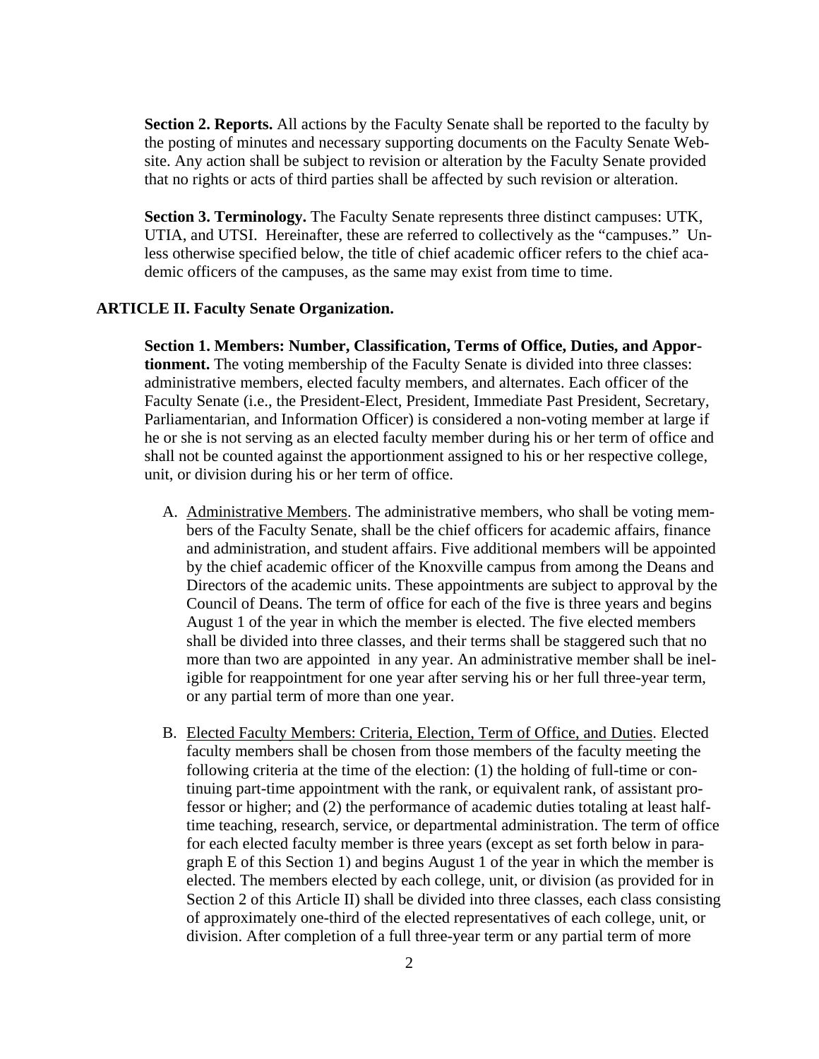**Section 2. Reports.** All actions by the Faculty Senate shall be reported to the faculty by the posting of minutes and necessary supporting documents on the Faculty Senate Website. Any action shall be subject to revision or alteration by the Faculty Senate provided that no rights or acts of third parties shall be affected by such revision or alteration.

**Section 3. Terminology.** The Faculty Senate represents three distinct campuses: UTK, UTIA, and UTSI. Hereinafter, these are referred to collectively as the "campuses." Unless otherwise specified below, the title of chief academic officer refers to the chief academic officers of the campuses, as the same may exist from time to time.

## ARTICLE II. Faculty Senate Organization.

**Section 1. Members: Number, Classification, Terms of Office, Duties, and Apportionment.** The voting membership of the Faculty Senate is divided into three classes: administrative members, elected faculty members, and alternates. Each officer of the Faculty Senate (i.e., the President-Elect, President, Immediate Past President, Secretary, Parliamentarian, and Information Officer) is considered a non-voting member at large if he or she is not serving as an elected faculty member during his or her term of office and shall not be counted against the apportionment assigned to his or her respective college, unit, or division during his or her term of office.

A. Administrative Members. The administrative members, who shall be voting members of the Faculty Senate, shall be the chief officers for academic affairs, finance and administration, and student affairs. Five additional members will be appointed by the chief academic officer of the Knoxville campus from among the Deans and Directors of the academic units. These appointments are subject to approval by the Council of Deans. The term of office for each of the five is three years and begins August 1 of the year in which the member is elected. The five elected members shall be divided into three classes, and their terms shall be staggered such that no more than two are appointed in any year. An administrative member shall be ineligible for reappointment for one year after serving his or her full three-year term, or any partial term of more than one year.

B. Elected Faculty Members: Criteria, Election, Term of Office, and Duties. Elected faculty members shall be chosen from those members of the faculty meeting the following criteria at the time of the election: (1) the holding of full-time or continuing part-time appointment with the rank, or equivalent rank, of assistant professor or higher; and (2) the performance of academic duties totaling at least half-time teaching, research, service, or departmental administration. The term of office for each elected faculty member is three years (except as set forth below in paragraph E of this Section 1) and begins August 1 of the year in which the member is elected. The members elected by each college, unit, or division (as provided for in Section 2 of this Article II) shall be divided into three classes, each class consisting of approximately one-third of the elected representatives of each college, unit, or division. After completion of a full three-year term or any partial term of more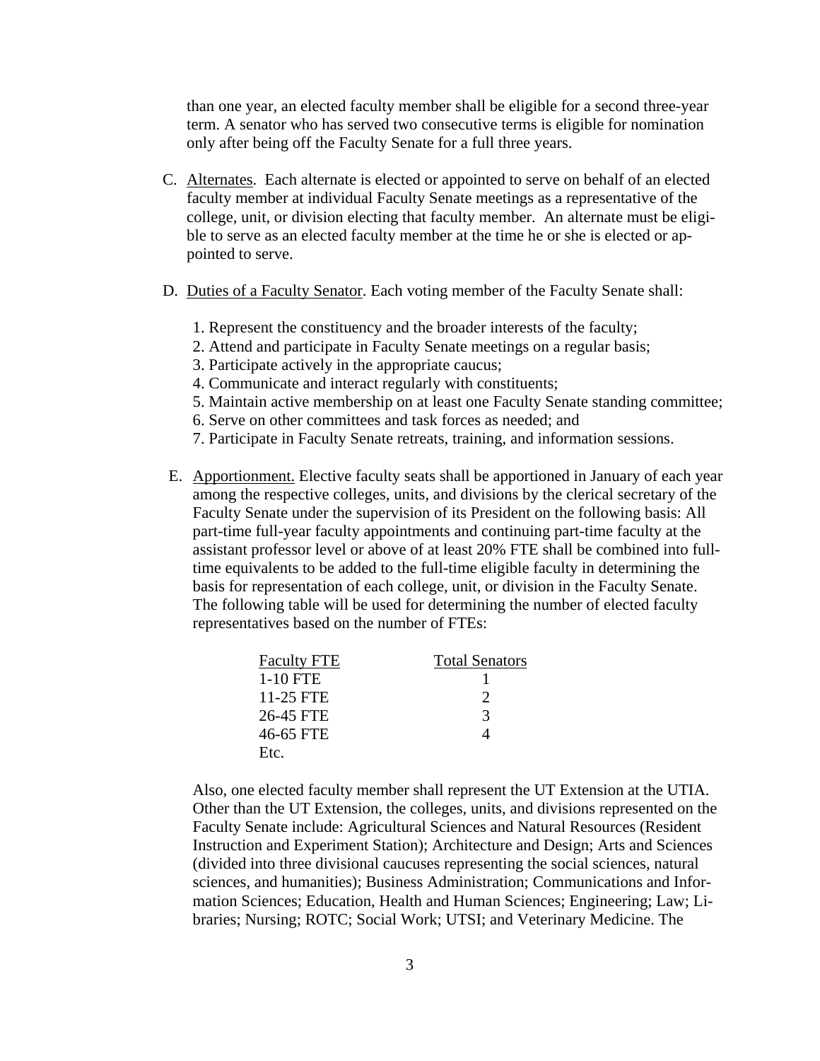than one year, an elected faculty member shall be eligible for a second three-year term. A senator who has served two consecutive terms is eligible for nomination only after being off the Faculty Senate for a full three years.

C. Alternates. Each alternate is elected or appointed to serve on behalf of an elected faculty member at individual Faculty Senate meetings as a representative of the college, unit, or division electing that faculty member. An alternate must be eligible to serve as an elected faculty member at the time he or she is elected or appointed to serve.

D. Duties of a Faculty Senator. Each voting member of the Faculty Senate shall:

1. Represent the constituency and the broader interests of the faculty;
2. Attend and participate in Faculty Senate meetings on a regular basis;
3. Participate actively in the appropriate caucus;
4. Communicate and interact regularly with constituents;
5. Maintain active membership on at least one Faculty Senate standing committee;
6. Serve on other committees and task forces as needed; and
7. Participate in Faculty Senate retreats, training, and information sessions.

E. Apportionment. Elective faculty seats shall be apportioned in January of each year among the respective colleges, units, and divisions by the clerical secretary of the Faculty Senate under the supervision of its President on the following basis: All part-time full-year faculty appointments and continuing part-time faculty at the assistant professor level or above of at least 20% FTE shall be combined into full-time equivalents to be added to the full-time eligible faculty in determining the basis for representation of each college, unit, or division in the Faculty Senate. The following table will be used for determining the number of elected faculty representatives based on the number of FTEs:

| Faculty FTE | Total Senators |
|---|---|
| 1-10 FTE | 1 |
| 11-25 FTE | 2 |
| 26-45 FTE | 3 |
| 46-65 FTE | 4 |
| Etc. | |

Also, one elected faculty member shall represent the UT Extension at the UTIA. Other than the UT Extension, the colleges, units, and divisions represented on the Faculty Senate include: Agricultural Sciences and Natural Resources (Resident Instruction and Experiment Station); Architecture and Design; Arts and Sciences (divided into three divisional caucuses representing the social sciences, natural sciences, and humanities); Business Administration; Communications and Information Sciences; Education, Health and Human Sciences; Engineering; Law; Libraries; Nursing; ROTC; Social Work; UTSI; and Veterinary Medicine. The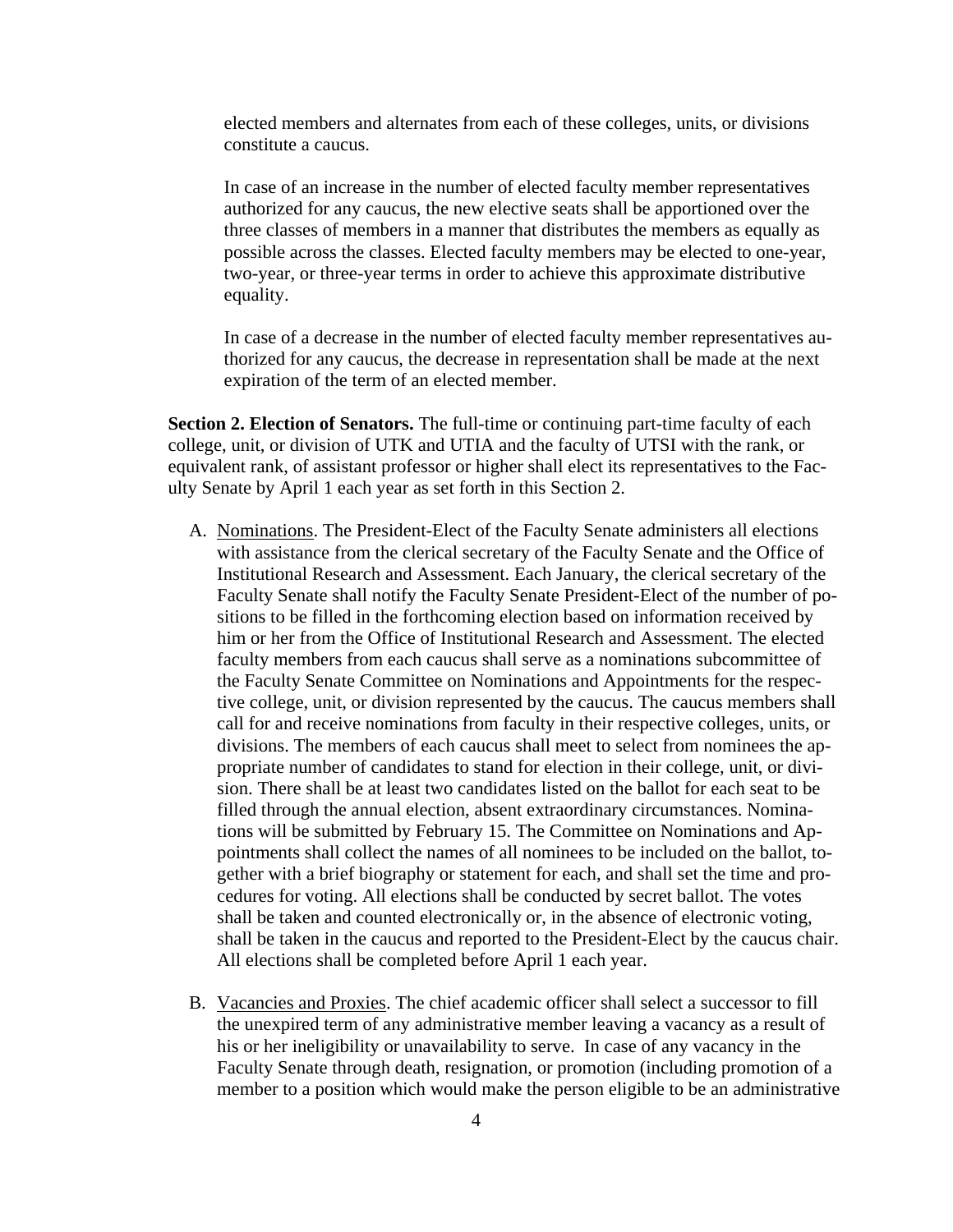elected members and alternates from each of these colleges, units, or divisions constitute a caucus.

In case of an increase in the number of elected faculty member representatives authorized for any caucus, the new elective seats shall be apportioned over the three classes of members in a manner that distributes the members as equally as possible across the classes. Elected faculty members may be elected to one-year, two-year, or three-year terms in order to achieve this approximate distributive equality.

In case of a decrease in the number of elected faculty member representatives authorized for any caucus, the decrease in representation shall be made at the next expiration of the term of an elected member.

**Section 2. Election of Senators.** The full-time or continuing part-time faculty of each college, unit, or division of UTK and UTIA and the faculty of UTSI with the rank, or equivalent rank, of assistant professor or higher shall elect its representatives to the Faculty Senate by April 1 each year as set forth in this Section 2.

A. Nominations. The President-Elect of the Faculty Senate administers all elections with assistance from the clerical secretary of the Faculty Senate and the Office of Institutional Research and Assessment. Each January, the clerical secretary of the Faculty Senate shall notify the Faculty Senate President-Elect of the number of positions to be filled in the forthcoming election based on information received by him or her from the Office of Institutional Research and Assessment. The elected faculty members from each caucus shall serve as a nominations subcommittee of the Faculty Senate Committee on Nominations and Appointments for the respective college, unit, or division represented by the caucus. The caucus members shall call for and receive nominations from faculty in their respective colleges, units, or divisions. The members of each caucus shall meet to select from nominees the appropriate number of candidates to stand for election in their college, unit, or division. There shall be at least two candidates listed on the ballot for each seat to be filled through the annual election, absent extraordinary circumstances. Nominations will be submitted by February 15. The Committee on Nominations and Appointments shall collect the names of all nominees to be included on the ballot, together with a brief biography or statement for each, and shall set the time and procedures for voting. All elections shall be conducted by secret ballot. The votes shall be taken and counted electronically or, in the absence of electronic voting, shall be taken in the caucus and reported to the President-Elect by the caucus chair. All elections shall be completed before April 1 each year.

B. Vacancies and Proxies. The chief academic officer shall select a successor to fill the unexpired term of any administrative member leaving a vacancy as a result of his or her ineligibility or unavailability to serve. In case of any vacancy in the Faculty Senate through death, resignation, or promotion (including promotion of a member to a position which would make the person eligible to be an administrative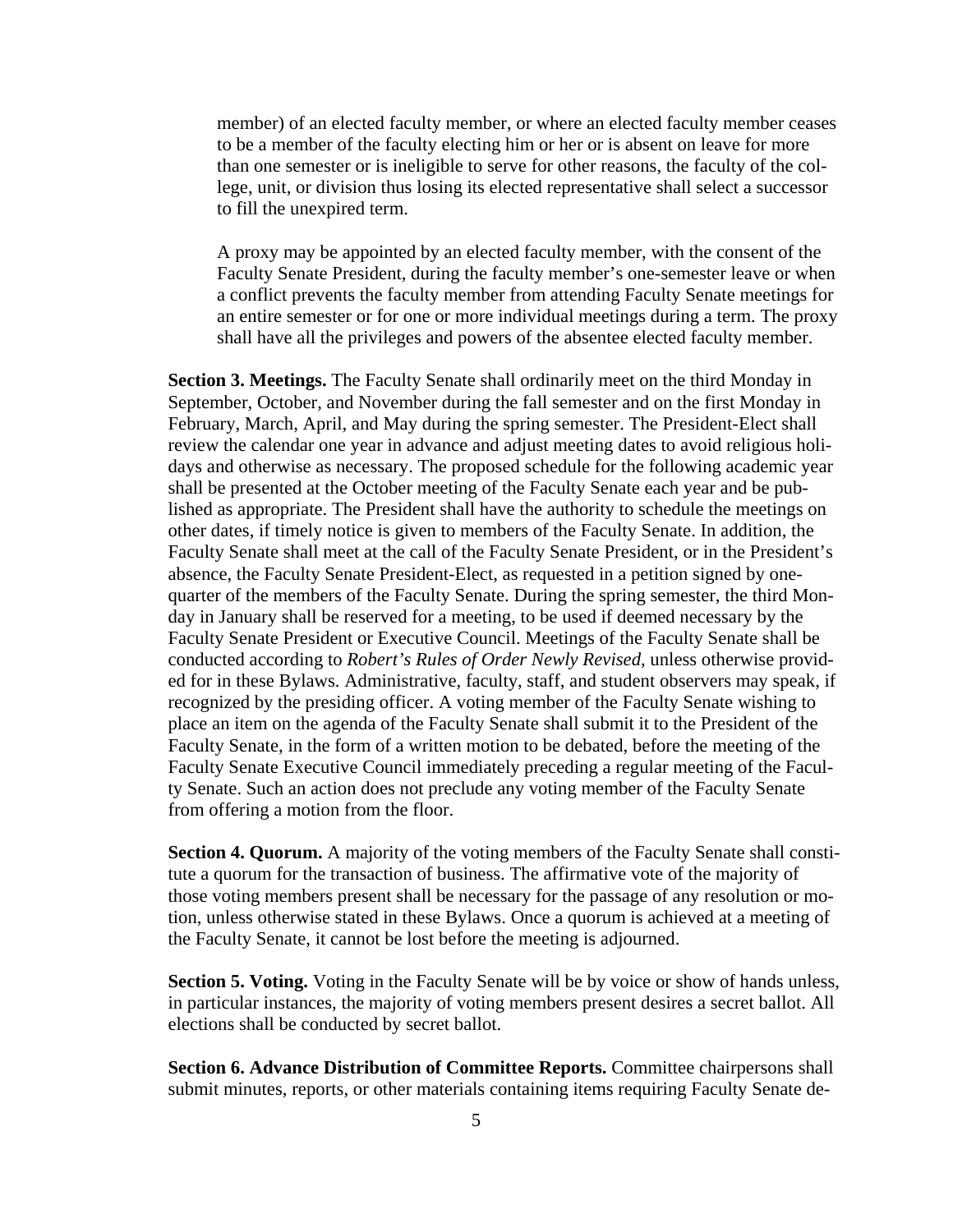member) of an elected faculty member, or where an elected faculty member ceases to be a member of the faculty electing him or her or is absent on leave for more than one semester or is ineligible to serve for other reasons, the faculty of the college, unit, or division thus losing its elected representative shall select a successor to fill the unexpired term.

A proxy may be appointed by an elected faculty member, with the consent of the Faculty Senate President, during the faculty member's one-semester leave or when a conflict prevents the faculty member from attending Faculty Senate meetings for an entire semester or for one or more individual meetings during a term. The proxy shall have all the privileges and powers of the absentee elected faculty member.

**Section 3. Meetings.** The Faculty Senate shall ordinarily meet on the third Monday in September, October, and November during the fall semester and on the first Monday in February, March, April, and May during the spring semester. The President-Elect shall review the calendar one year in advance and adjust meeting dates to avoid religious holidays and otherwise as necessary. The proposed schedule for the following academic year shall be presented at the October meeting of the Faculty Senate each year and be published as appropriate. The President shall have the authority to schedule the meetings on other dates, if timely notice is given to members of the Faculty Senate. In addition, the Faculty Senate shall meet at the call of the Faculty Senate President, or in the President's absence, the Faculty Senate President-Elect, as requested in a petition signed by one-quarter of the members of the Faculty Senate. During the spring semester, the third Monday in January shall be reserved for a meeting, to be used if deemed necessary by the Faculty Senate President or Executive Council. Meetings of the Faculty Senate shall be conducted according to *Robert's Rules of Order Newly Revised*, unless otherwise provided for in these Bylaws. Administrative, faculty, staff, and student observers may speak, if recognized by the presiding officer. A voting member of the Faculty Senate wishing to place an item on the agenda of the Faculty Senate shall submit it to the President of the Faculty Senate, in the form of a written motion to be debated, before the meeting of the Faculty Senate Executive Council immediately preceding a regular meeting of the Faculty Senate. Such an action does not preclude any voting member of the Faculty Senate from offering a motion from the floor.

**Section 4. Quorum.** A majority of the voting members of the Faculty Senate shall constitute a quorum for the transaction of business. The affirmative vote of the majority of those voting members present shall be necessary for the passage of any resolution or motion, unless otherwise stated in these Bylaws. Once a quorum is achieved at a meeting of the Faculty Senate, it cannot be lost before the meeting is adjourned.

**Section 5. Voting.** Voting in the Faculty Senate will be by voice or show of hands unless, in particular instances, the majority of voting members present desires a secret ballot. All elections shall be conducted by secret ballot.

**Section 6. Advance Distribution of Committee Reports.** Committee chairpersons shall submit minutes, reports, or other materials containing items requiring Faculty Senate de-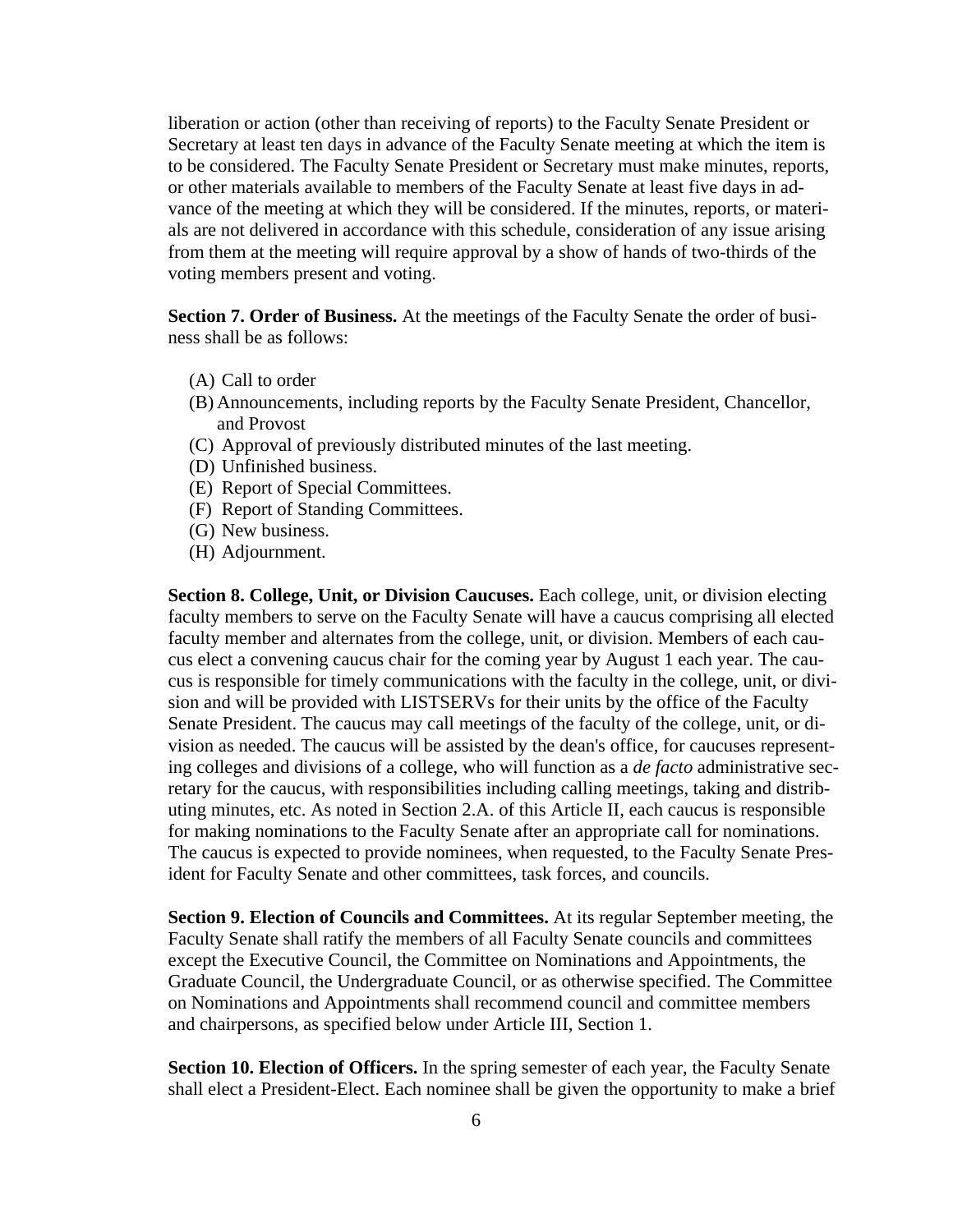liberation or action (other than receiving of reports) to the Faculty Senate President or Secretary at least ten days in advance of the Faculty Senate meeting at which the item is to be considered. The Faculty Senate President or Secretary must make minutes, reports, or other materials available to members of the Faculty Senate at least five days in advance of the meeting at which they will be considered. If the minutes, reports, or materials are not delivered in accordance with this schedule, consideration of any issue arising from them at the meeting will require approval by a show of hands of two-thirds of the voting members present and voting.

**Section 7. Order of Business.** At the meetings of the Faculty Senate the order of business shall be as follows:

(A) Call to order
(B) Announcements, including reports by the Faculty Senate President, Chancellor, and Provost
(C) Approval of previously distributed minutes of the last meeting.
(D) Unfinished business.
(E) Report of Special Committees.
(F) Report of Standing Committees.
(G) New business.
(H) Adjournment.

**Section 8. College, Unit, or Division Caucuses.** Each college, unit, or division electing faculty members to serve on the Faculty Senate will have a caucus comprising all elected faculty member and alternates from the college, unit, or division. Members of each caucus elect a convening caucus chair for the coming year by August 1 each year. The caucus is responsible for timely communications with the faculty in the college, unit, or division and will be provided with LISTSERVs for their units by the office of the Faculty Senate President. The caucus may call meetings of the faculty of the college, unit, or division as needed. The caucus will be assisted by the dean's office, for caucuses representing colleges and divisions of a college, who will function as a *de facto* administrative secretary for the caucus, with responsibilities including calling meetings, taking and distributing minutes, etc. As noted in Section 2.A. of this Article II, each caucus is responsible for making nominations to the Faculty Senate after an appropriate call for nominations. The caucus is expected to provide nominees, when requested, to the Faculty Senate President for Faculty Senate and other committees, task forces, and councils.

**Section 9. Election of Councils and Committees.** At its regular September meeting, the Faculty Senate shall ratify the members of all Faculty Senate councils and committees except the Executive Council, the Committee on Nominations and Appointments, the Graduate Council, the Undergraduate Council, or as otherwise specified. The Committee on Nominations and Appointments shall recommend council and committee members and chairpersons, as specified below under Article III, Section 1.

**Section 10. Election of Officers.** In the spring semester of each year, the Faculty Senate shall elect a President-Elect. Each nominee shall be given the opportunity to make a brief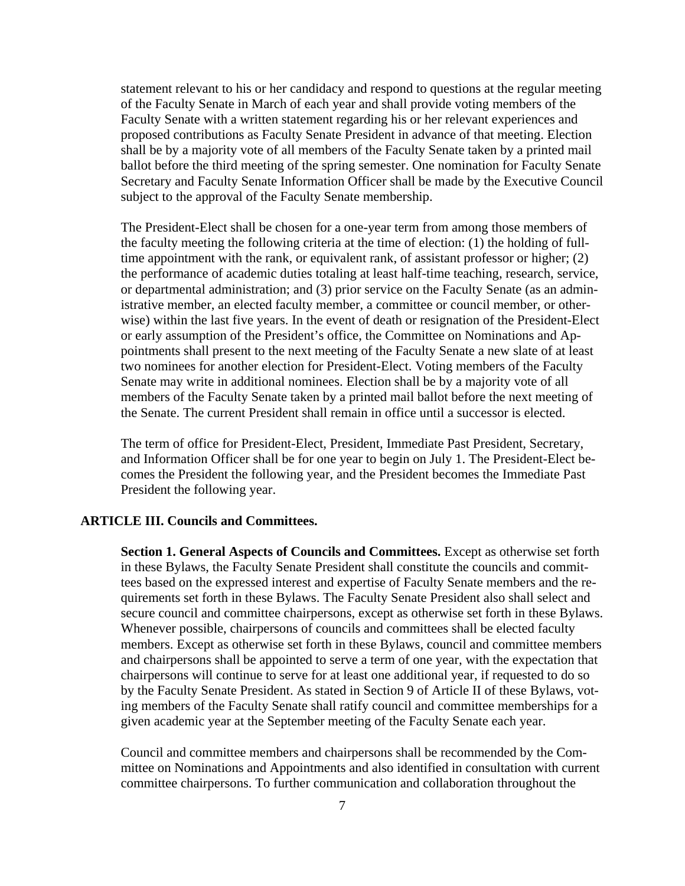statement relevant to his or her candidacy and respond to questions at the regular meeting of the Faculty Senate in March of each year and shall provide voting members of the Faculty Senate with a written statement regarding his or her relevant experiences and proposed contributions as Faculty Senate President in advance of that meeting. Election shall be by a majority vote of all members of the Faculty Senate taken by a printed mail ballot before the third meeting of the spring semester. One nomination for Faculty Senate Secretary and Faculty Senate Information Officer shall be made by the Executive Council subject to the approval of the Faculty Senate membership.

The President-Elect shall be chosen for a one-year term from among those members of the faculty meeting the following criteria at the time of election: (1) the holding of full-time appointment with the rank, or equivalent rank, of assistant professor or higher; (2) the performance of academic duties totaling at least half-time teaching, research, service, or departmental administration; and (3) prior service on the Faculty Senate (as an administrative member, an elected faculty member, a committee or council member, or otherwise) within the last five years. In the event of death or resignation of the President-Elect or early assumption of the President's office, the Committee on Nominations and Appointments shall present to the next meeting of the Faculty Senate a new slate of at least two nominees for another election for President-Elect. Voting members of the Faculty Senate may write in additional nominees. Election shall be by a majority vote of all members of the Faculty Senate taken by a printed mail ballot before the next meeting of the Senate. The current President shall remain in office until a successor is elected.

The term of office for President-Elect, President, Immediate Past President, Secretary, and Information Officer shall be for one year to begin on July 1. The President-Elect becomes the President the following year, and the President becomes the Immediate Past President the following year.

## ARTICLE III. Councils and Committees.

**Section 1. General Aspects of Councils and Committees.** Except as otherwise set forth in these Bylaws, the Faculty Senate President shall constitute the councils and committees based on the expressed interest and expertise of Faculty Senate members and the requirements set forth in these Bylaws. The Faculty Senate President also shall select and secure council and committee chairpersons, except as otherwise set forth in these Bylaws. Whenever possible, chairpersons of councils and committees shall be elected faculty members. Except as otherwise set forth in these Bylaws, council and committee members and chairpersons shall be appointed to serve a term of one year, with the expectation that chairpersons will continue to serve for at least one additional year, if requested to do so by the Faculty Senate President. As stated in Section 9 of Article II of these Bylaws, voting members of the Faculty Senate shall ratify council and committee memberships for a given academic year at the September meeting of the Faculty Senate each year.

Council and committee members and chairpersons shall be recommended by the Committee on Nominations and Appointments and also identified in consultation with current committee chairpersons. To further communication and collaboration throughout the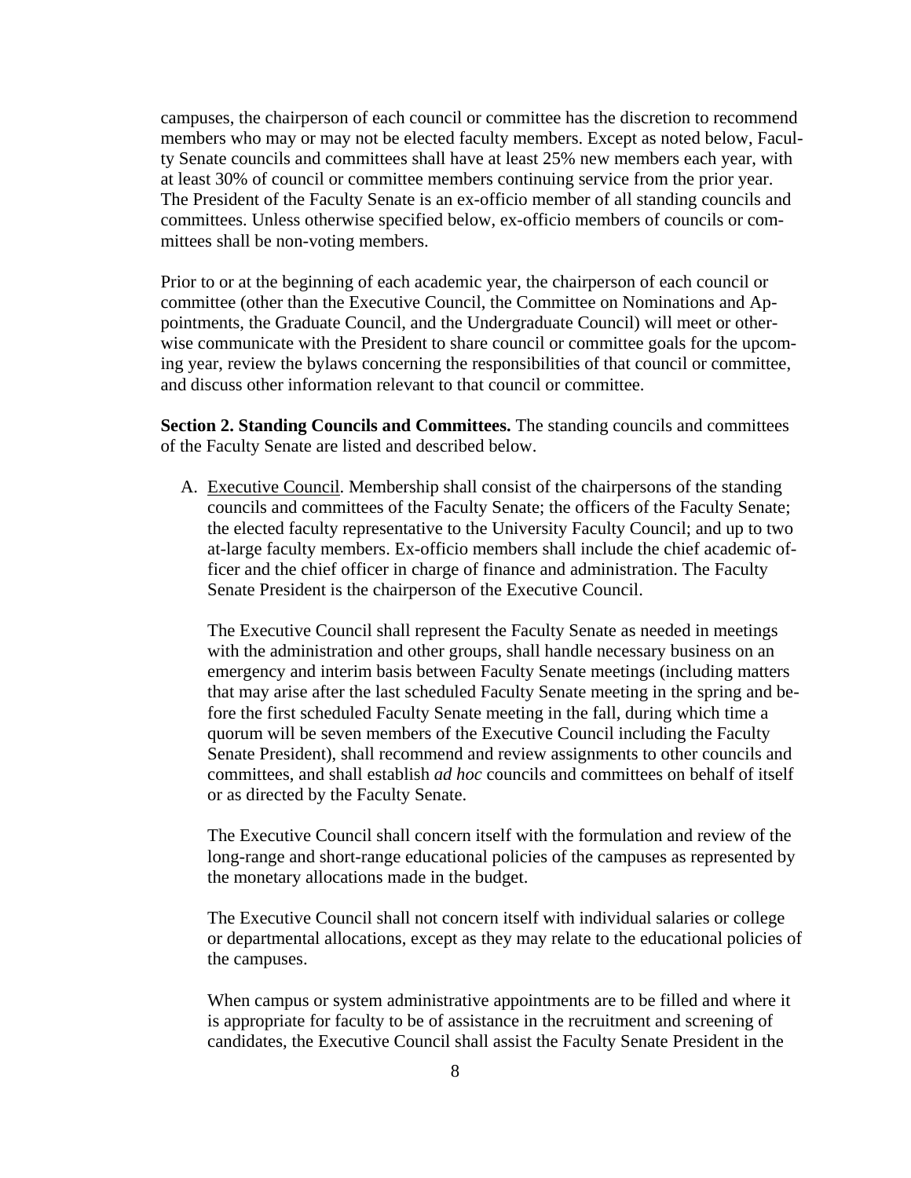campuses, the chairperson of each council or committee has the discretion to recommend members who may or may not be elected faculty members. Except as noted below, Faculty Senate councils and committees shall have at least 25% new members each year, with at least 30% of council or committee members continuing service from the prior year. The President of the Faculty Senate is an ex-officio member of all standing councils and committees. Unless otherwise specified below, ex-officio members of councils or committees shall be non-voting members.

Prior to or at the beginning of each academic year, the chairperson of each council or committee (other than the Executive Council, the Committee on Nominations and Appointments, the Graduate Council, and the Undergraduate Council) will meet or otherwise communicate with the President to share council or committee goals for the upcoming year, review the bylaws concerning the responsibilities of that council or committee, and discuss other information relevant to that council or committee.

**Section 2. Standing Councils and Committees.** The standing councils and committees of the Faculty Senate are listed and described below.

A. Executive Council. Membership shall consist of the chairpersons of the standing councils and committees of the Faculty Senate; the officers of the Faculty Senate; the elected faculty representative to the University Faculty Council; and up to two at-large faculty members. Ex-officio members shall include the chief academic officer and the chief officer in charge of finance and administration. The Faculty Senate President is the chairperson of the Executive Council.

   The Executive Council shall represent the Faculty Senate as needed in meetings with the administration and other groups, shall handle necessary business on an emergency and interim basis between Faculty Senate meetings (including matters that may arise after the last scheduled Faculty Senate meeting in the spring and before the first scheduled Faculty Senate meeting in the fall, during which time a quorum will be seven members of the Executive Council including the Faculty Senate President), shall recommend and review assignments to other councils and committees, and shall establish *ad hoc* councils and committees on behalf of itself or as directed by the Faculty Senate.

   The Executive Council shall concern itself with the formulation and review of the long-range and short-range educational policies of the campuses as represented by the monetary allocations made in the budget.

   The Executive Council shall not concern itself with individual salaries or college or departmental allocations, except as they may relate to the educational policies of the campuses.

   When campus or system administrative appointments are to be filled and where it is appropriate for faculty to be of assistance in the recruitment and screening of candidates, the Executive Council shall assist the Faculty Senate President in the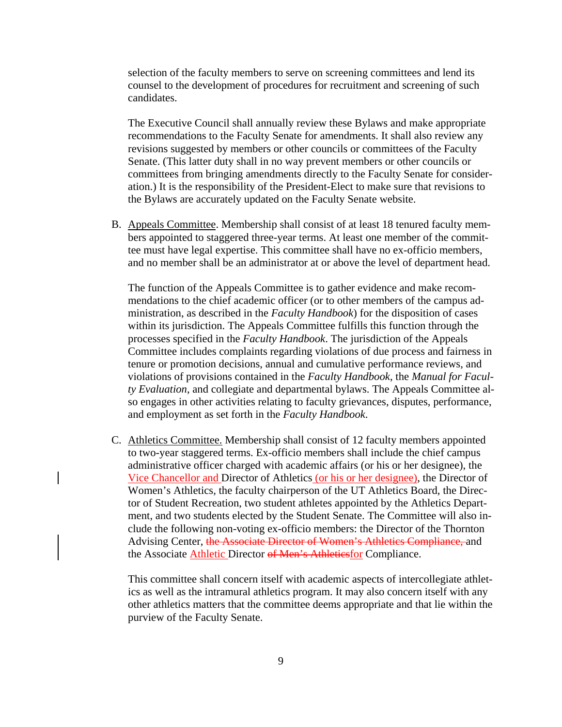selection of the faculty members to serve on screening committees and lend its counsel to the development of procedures for recruitment and screening of such candidates.

The Executive Council shall annually review these Bylaws and make appropriate recommendations to the Faculty Senate for amendments. It shall also review any revisions suggested by members or other councils or committees of the Faculty Senate. (This latter duty shall in no way prevent members or other councils or committees from bringing amendments directly to the Faculty Senate for consideration.) It is the responsibility of the President-Elect to make sure that revisions to the Bylaws are accurately updated on the Faculty Senate website.

B. <u>Appeals Committee</u>. Membership shall consist of at least 18 tenured faculty members appointed to staggered three-year terms. At least one member of the committee must have legal expertise. This committee shall have no ex-officio members, and no member shall be an administrator at or above the level of department head.

The function of the Appeals Committee is to gather evidence and make recommendations to the chief academic officer (or to other members of the campus administration, as described in the *Faculty Handbook*) for the disposition of cases within its jurisdiction. The Appeals Committee fulfills this function through the processes specified in the *Faculty Handbook*. The jurisdiction of the Appeals Committee includes complaints regarding violations of due process and fairness in tenure or promotion decisions, annual and cumulative performance reviews, and violations of provisions contained in the *Faculty Handbook*, the *Manual for Faculty Evaluation*, and collegiate and departmental bylaws. The Appeals Committee also engages in other activities relating to faculty grievances, disputes, performance, and employment as set forth in the *Faculty Handbook*.

C. <u>Athletics Committee.</u> Membership shall consist of 12 faculty members appointed to two-year staggered terms. Ex-officio members shall include the chief campus administrative officer charged with academic affairs (or his or her designee), the <u>Vice Chancellor and</u> Director of Athletics <u>(or his or her designee)</u>, the Director of Women's Athletics, the faculty chairperson of the UT Athletics Board, the Director of Student Recreation, two student athletes appointed by the Athletics Department, and two students elected by the Student Senate. The Committee will also include the following non-voting ex-officio members: the Director of the Thornton Advising Center, ~~the Associate Director of Women's Athletics Compliance,~~ and the Associate <u>Athletic</u> Director ~~of Men's Athletics~~<u>for</u> Compliance.

This committee shall concern itself with academic aspects of intercollegiate athletics as well as the intramural athletics program. It may also concern itself with any other athletics matters that the committee deems appropriate and that lie within the purview of the Faculty Senate.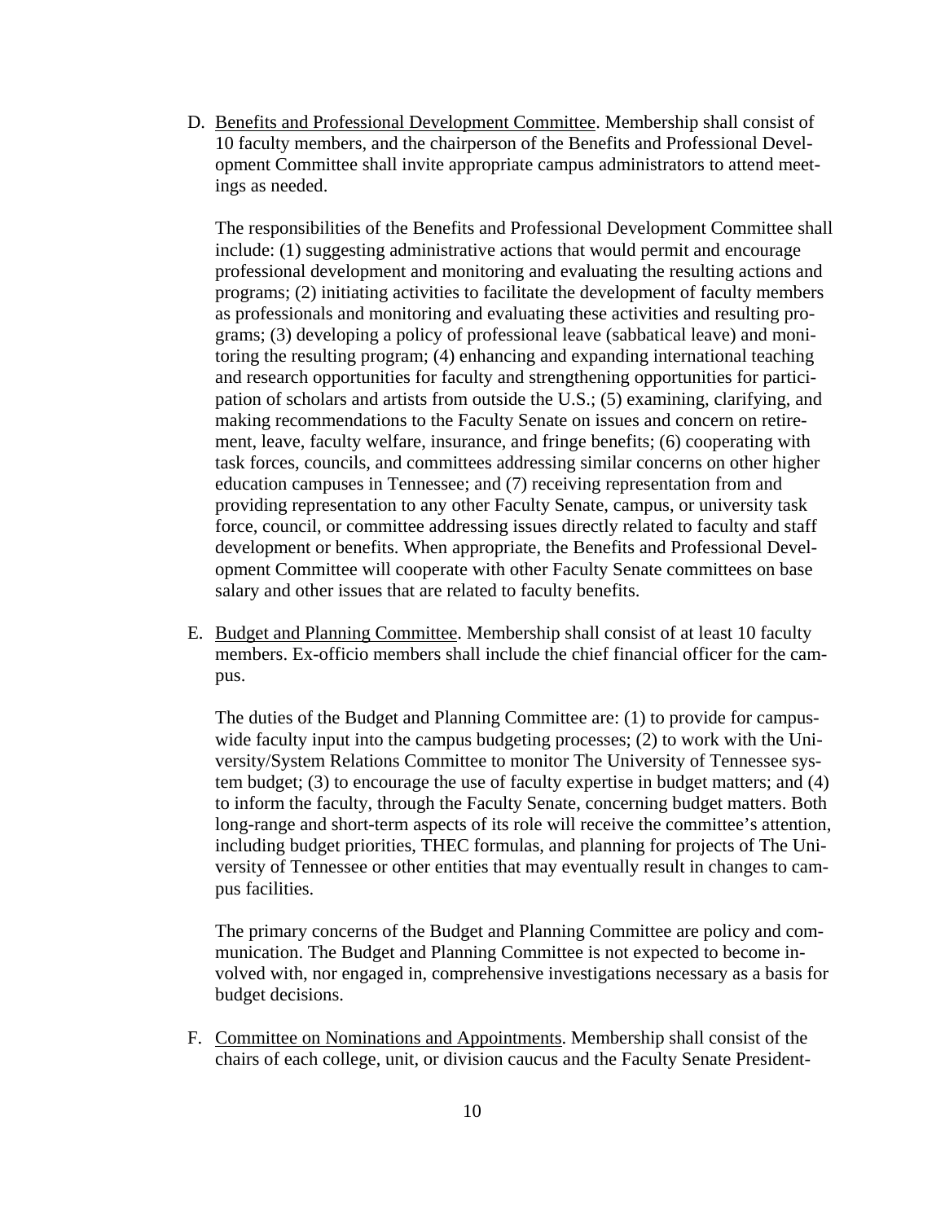D. <u>Benefits and Professional Development Committee</u>. Membership shall consist of 10 faculty members, and the chairperson of the Benefits and Professional Development Committee shall invite appropriate campus administrators to attend meetings as needed.

   The responsibilities of the Benefits and Professional Development Committee shall include: (1) suggesting administrative actions that would permit and encourage professional development and monitoring and evaluating the resulting actions and programs; (2) initiating activities to facilitate the development of faculty members as professionals and monitoring and evaluating these activities and resulting programs; (3) developing a policy of professional leave (sabbatical leave) and monitoring the resulting program; (4) enhancing and expanding international teaching and research opportunities for faculty and strengthening opportunities for participation of scholars and artists from outside the U.S.; (5) examining, clarifying, and making recommendations to the Faculty Senate on issues and concern on retirement, leave, faculty welfare, insurance, and fringe benefits; (6) cooperating with task forces, councils, and committees addressing similar concerns on other higher education campuses in Tennessee; and (7) receiving representation from and providing representation to any other Faculty Senate, campus, or university task force, council, or committee addressing issues directly related to faculty and staff development or benefits. When appropriate, the Benefits and Professional Development Committee will cooperate with other Faculty Senate committees on base salary and other issues that are related to faculty benefits.

E. <u>Budget and Planning Committee</u>. Membership shall consist of at least 10 faculty members. Ex-officio members shall include the chief financial officer for the campus.

   The duties of the Budget and Planning Committee are: (1) to provide for campus-wide faculty input into the campus budgeting processes; (2) to work with the University/System Relations Committee to monitor The University of Tennessee system budget; (3) to encourage the use of faculty expertise in budget matters; and (4) to inform the faculty, through the Faculty Senate, concerning budget matters. Both long-range and short-term aspects of its role will receive the committee's attention, including budget priorities, THEC formulas, and planning for projects of The University of Tennessee or other entities that may eventually result in changes to campus facilities.

   The primary concerns of the Budget and Planning Committee are policy and communication. The Budget and Planning Committee is not expected to become involved with, nor engaged in, comprehensive investigations necessary as a basis for budget decisions.

F. <u>Committee on Nominations and Appointments</u>. Membership shall consist of the chairs of each college, unit, or division caucus and the Faculty Senate President-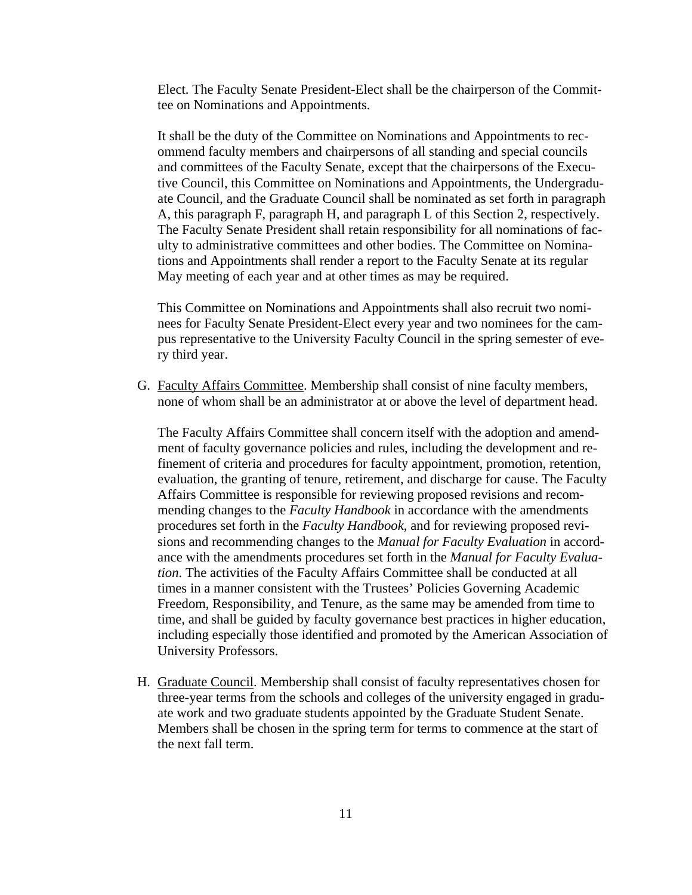Elect. The Faculty Senate President-Elect shall be the chairperson of the Committee on Nominations and Appointments.

It shall be the duty of the Committee on Nominations and Appointments to recommend faculty members and chairpersons of all standing and special councils and committees of the Faculty Senate, except that the chairpersons of the Executive Council, this Committee on Nominations and Appointments, the Undergraduate Council, and the Graduate Council shall be nominated as set forth in paragraph A, this paragraph F, paragraph H, and paragraph L of this Section 2, respectively. The Faculty Senate President shall retain responsibility for all nominations of faculty to administrative committees and other bodies. The Committee on Nominations and Appointments shall render a report to the Faculty Senate at its regular May meeting of each year and at other times as may be required.

This Committee on Nominations and Appointments shall also recruit two nominees for Faculty Senate President-Elect every year and two nominees for the campus representative to the University Faculty Council in the spring semester of every third year.

G. <u>Faculty Affairs Committee</u>. Membership shall consist of nine faculty members, none of whom shall be an administrator at or above the level of department head.

   The Faculty Affairs Committee shall concern itself with the adoption and amendment of faculty governance policies and rules, including the development and refinement of criteria and procedures for faculty appointment, promotion, retention, evaluation, the granting of tenure, retirement, and discharge for cause. The Faculty Affairs Committee is responsible for reviewing proposed revisions and recommending changes to the *Faculty Handbook* in accordance with the amendments procedures set forth in the *Faculty Handbook*, and for reviewing proposed revisions and recommending changes to the *Manual for Faculty Evaluation* in accordance with the amendments procedures set forth in the *Manual for Faculty Evaluation*. The activities of the Faculty Affairs Committee shall be conducted at all times in a manner consistent with the Trustees' Policies Governing Academic Freedom, Responsibility, and Tenure, as the same may be amended from time to time, and shall be guided by faculty governance best practices in higher education, including especially those identified and promoted by the American Association of University Professors.

H. <u>Graduate Council</u>. Membership shall consist of faculty representatives chosen for three-year terms from the schools and colleges of the university engaged in graduate work and two graduate students appointed by the Graduate Student Senate. Members shall be chosen in the spring term for terms to commence at the start of the next fall term.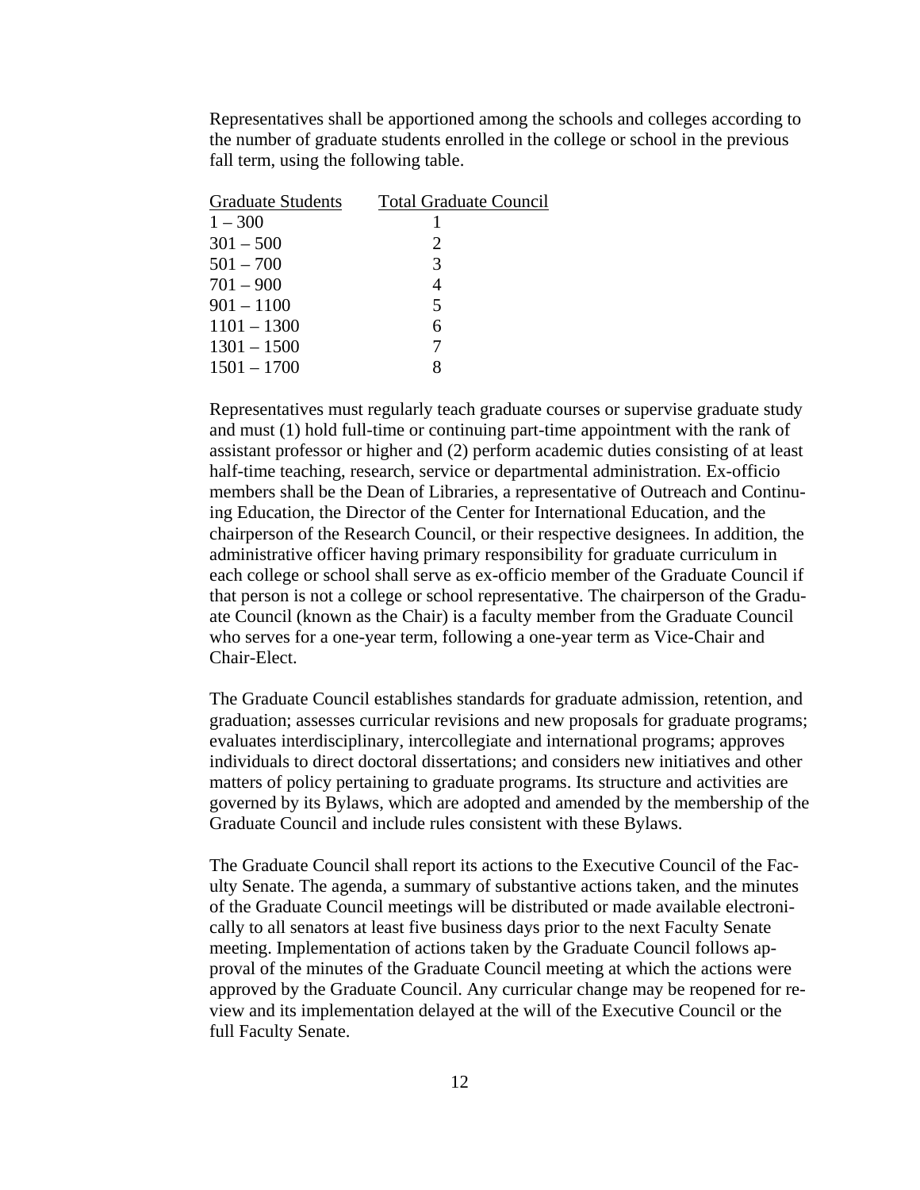Representatives shall be apportioned among the schools and colleges according to the number of graduate students enrolled in the college or school in the previous fall term, using the following table.

| Graduate Students | Total Graduate Council |
|---|---|
| 1 – 300 | 1 |
| 301 – 500 | 2 |
| 501 – 700 | 3 |
| 701 – 900 | 4 |
| 901 – 1100 | 5 |
| 1101 – 1300 | 6 |
| 1301 – 1500 | 7 |
| 1501 – 1700 | 8 |

Representatives must regularly teach graduate courses or supervise graduate study and must (1) hold full-time or continuing part-time appointment with the rank of assistant professor or higher and (2) perform academic duties consisting of at least half-time teaching, research, service or departmental administration. Ex-officio members shall be the Dean of Libraries, a representative of Outreach and Continuing Education, the Director of the Center for International Education, and the chairperson of the Research Council, or their respective designees. In addition, the administrative officer having primary responsibility for graduate curriculum in each college or school shall serve as ex-officio member of the Graduate Council if that person is not a college or school representative. The chairperson of the Graduate Council (known as the Chair) is a faculty member from the Graduate Council who serves for a one-year term, following a one-year term as Vice-Chair and Chair-Elect.

The Graduate Council establishes standards for graduate admission, retention, and graduation; assesses curricular revisions and new proposals for graduate programs; evaluates interdisciplinary, intercollegiate and international programs; approves individuals to direct doctoral dissertations; and considers new initiatives and other matters of policy pertaining to graduate programs. Its structure and activities are governed by its Bylaws, which are adopted and amended by the membership of the Graduate Council and include rules consistent with these Bylaws.

The Graduate Council shall report its actions to the Executive Council of the Faculty Senate. The agenda, a summary of substantive actions taken, and the minutes of the Graduate Council meetings will be distributed or made available electronically to all senators at least five business days prior to the next Faculty Senate meeting. Implementation of actions taken by the Graduate Council follows approval of the minutes of the Graduate Council meeting at which the actions were approved by the Graduate Council. Any curricular change may be reopened for review and its implementation delayed at the will of the Executive Council or the full Faculty Senate.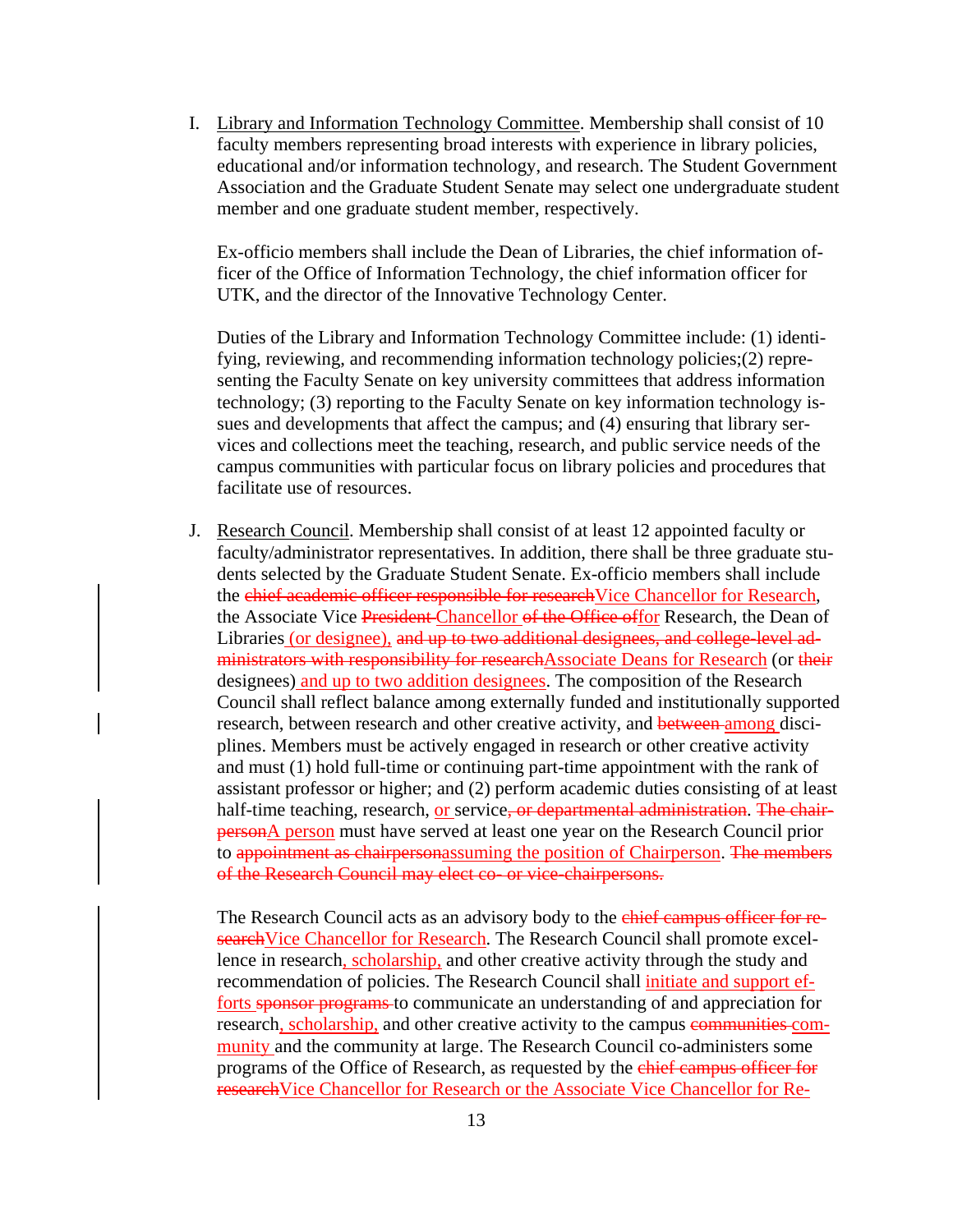I. Library and Information Technology Committee. Membership shall consist of 10 faculty members representing broad interests with experience in library policies, educational and/or information technology, and research. The Student Government Association and the Graduate Student Senate may select one undergraduate student member and one graduate student member, respectively.

   Ex-officio members shall include the Dean of Libraries, the chief information officer of the Office of Information Technology, the chief information officer for UTK, and the director of the Innovative Technology Center.

   Duties of the Library and Information Technology Committee include: (1) identifying, reviewing, and recommending information technology policies;(2) representing the Faculty Senate on key university committees that address information technology; (3) reporting to the Faculty Senate on key information technology issues and developments that affect the campus; and (4) ensuring that library services and collections meet the teaching, research, and public service needs of the campus communities with particular focus on library policies and procedures that facilitate use of resources.

J. Research Council. Membership shall consist of at least 12 appointed faculty or faculty/administrator representatives. In addition, there shall be three graduate students selected by the Graduate Student Senate. Ex-officio members shall include the ~~chief academic officer responsible for research~~Vice Chancellor for Research, the Associate Vice ~~President~~ Chancellor ~~of the Office of~~for Research, the Dean of Libraries (or designee), ~~and up to two additional designees, and college-level administrators with responsibility for research~~Associate Deans for Research (or ~~their~~ designees) and up to two addition designees. The composition of the Research Council shall reflect balance among externally funded and institutionally supported research, between research and other creative activity, and ~~between~~ among disciplines. Members must be actively engaged in research or other creative activity and must (1) hold full-time or continuing part-time appointment with the rank of assistant professor or higher; and (2) perform academic duties consisting of at least half-time teaching, research, or service~~, or departmental administration~~. ~~The chairperson~~A person must have served at least one year on the Research Council prior to ~~appointment as chairperson~~assuming the position of Chairperson. ~~The members of the Research Council may elect co- or vice-chairpersons.~~

   The Research Council acts as an advisory body to the ~~chief campus officer for research~~Vice Chancellor for Research. The Research Council shall promote excellence in research, scholarship, and other creative activity through the study and recommendation of policies. The Research Council shall initiate and support efforts ~~sponsor programs~~ to communicate an understanding of and appreciation for research, scholarship, and other creative activity to the campus ~~communities~~ community and the community at large. The Research Council co-administers some programs of the Office of Research, as requested by the ~~chief campus officer for research~~Vice Chancellor for Research or the Associate Vice Chancellor for Re-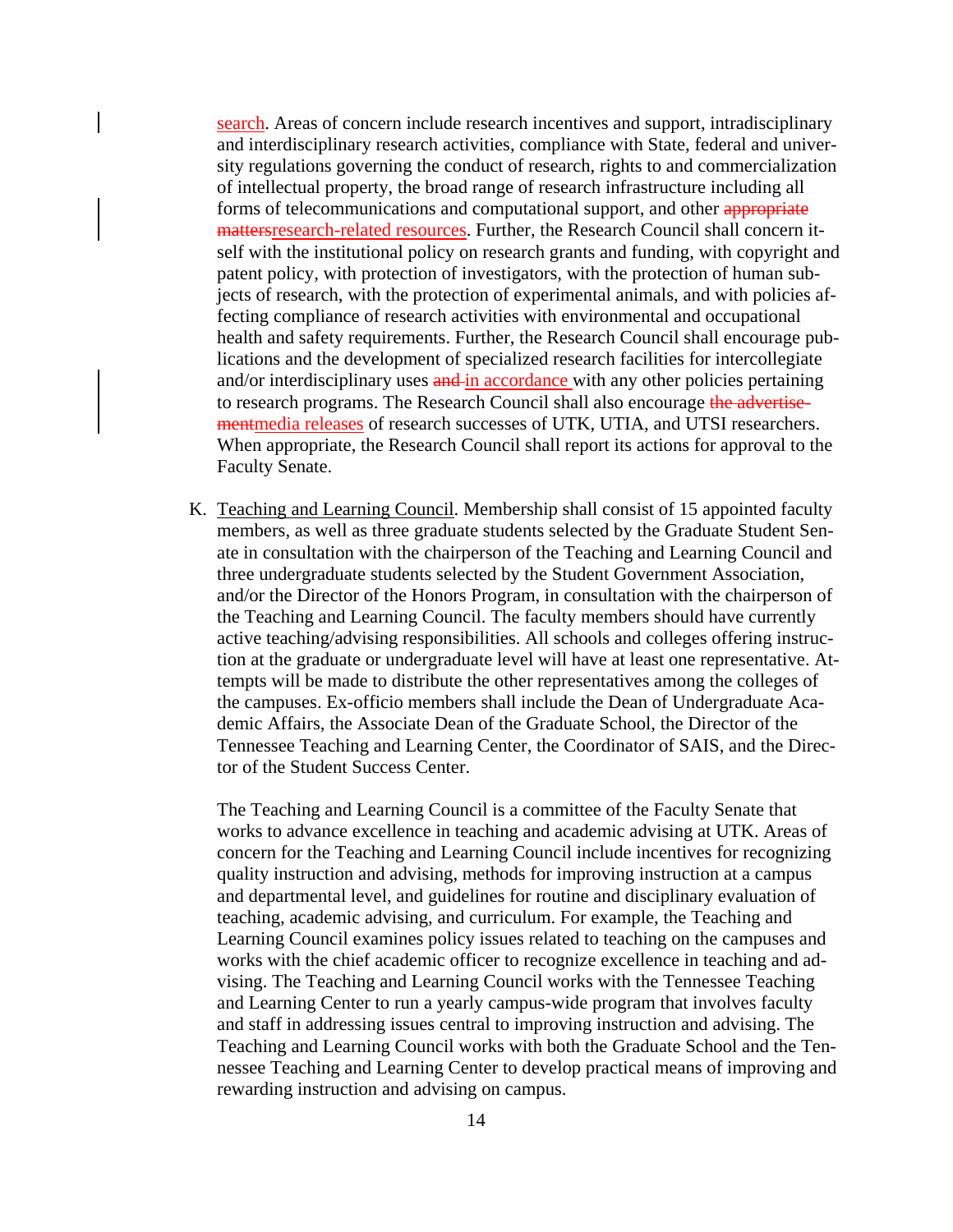search. Areas of concern include research incentives and support, intradisciplinary and interdisciplinary research activities, compliance with State, federal and university regulations governing the conduct of research, rights to and commercialization of intellectual property, the broad range of research infrastructure including all forms of telecommunications and computational support, and other ~~appropriate matters~~research-related resources. Further, the Research Council shall concern itself with the institutional policy on research grants and funding, with copyright and patent policy, with protection of investigators, with the protection of human subjects of research, with the protection of experimental animals, and with policies affecting compliance of research activities with environmental and occupational health and safety requirements. Further, the Research Council shall encourage publications and the development of specialized research facilities for intercollegiate and/or interdisciplinary uses ~~and~~ in accordance with any other policies pertaining to research programs. The Research Council shall also encourage ~~the advertisement~~media releases of research successes of UTK, UTIA, and UTSI researchers. When appropriate, the Research Council shall report its actions for approval to the Faculty Senate.

K. Teaching and Learning Council. Membership shall consist of 15 appointed faculty members, as well as three graduate students selected by the Graduate Student Senate in consultation with the chairperson of the Teaching and Learning Council and three undergraduate students selected by the Student Government Association, and/or the Director of the Honors Program, in consultation with the chairperson of the Teaching and Learning Council. The faculty members should have currently active teaching/advising responsibilities. All schools and colleges offering instruction at the graduate or undergraduate level will have at least one representative. Attempts will be made to distribute the other representatives among the colleges of the campuses. Ex-officio members shall include the Dean of Undergraduate Academic Affairs, the Associate Dean of the Graduate School, the Director of the Tennessee Teaching and Learning Center, the Coordinator of SAIS, and the Director of the Student Success Center.

   The Teaching and Learning Council is a committee of the Faculty Senate that works to advance excellence in teaching and academic advising at UTK. Areas of concern for the Teaching and Learning Council include incentives for recognizing quality instruction and advising, methods for improving instruction at a campus and departmental level, and guidelines for routine and disciplinary evaluation of teaching, academic advising, and curriculum. For example, the Teaching and Learning Council examines policy issues related to teaching on the campuses and works with the chief academic officer to recognize excellence in teaching and advising. The Teaching and Learning Council works with the Tennessee Teaching and Learning Center to run a yearly campus-wide program that involves faculty and staff in addressing issues central to improving instruction and advising. The Teaching and Learning Council works with both the Graduate School and the Tennessee Teaching and Learning Center to develop practical means of improving and rewarding instruction and advising on campus.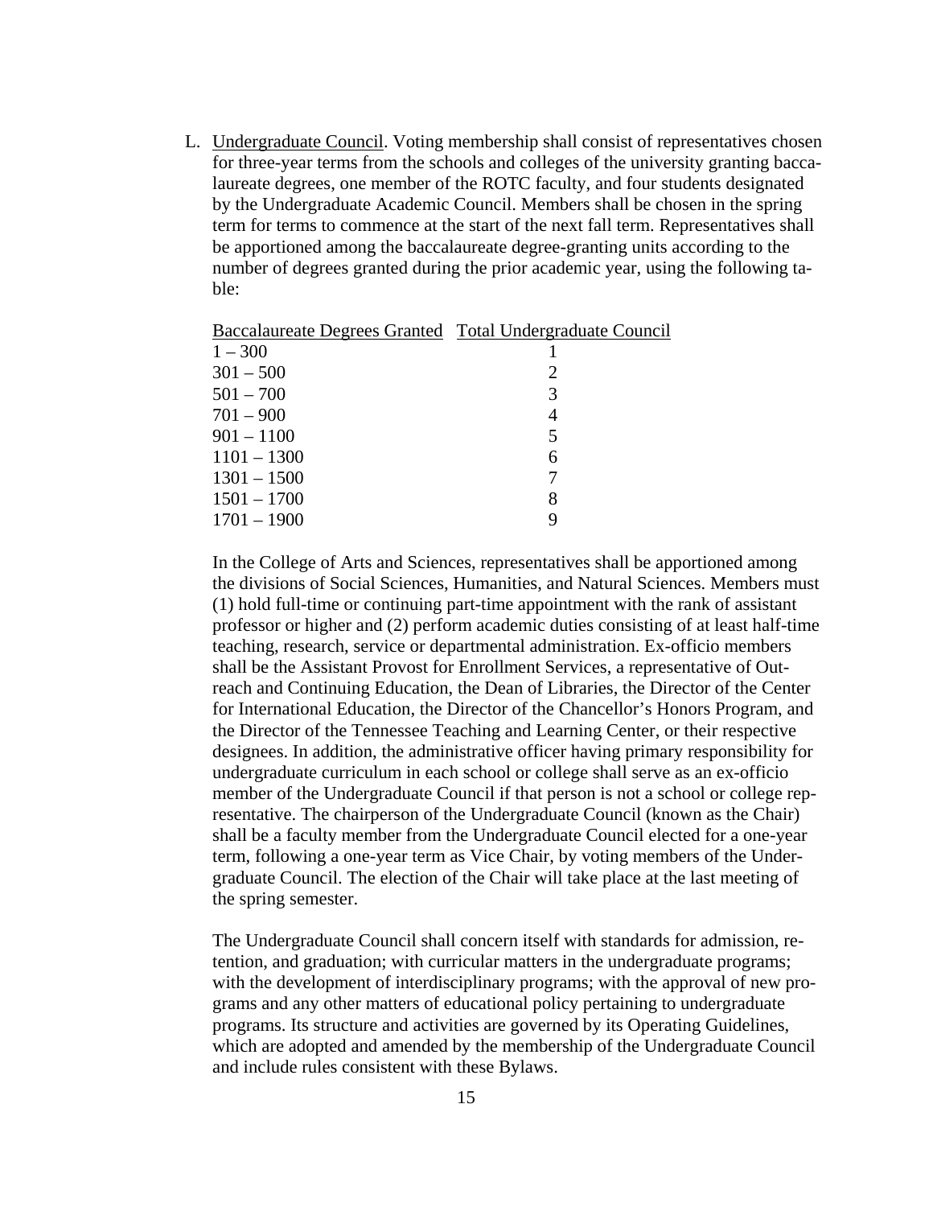L. Undergraduate Council. Voting membership shall consist of representatives chosen for three-year terms from the schools and colleges of the university granting baccalaureate degrees, one member of the ROTC faculty, and four students designated by the Undergraduate Academic Council. Members shall be chosen in the spring term for terms to commence at the start of the next fall term. Representatives shall be apportioned among the baccalaureate degree-granting units according to the number of degrees granted during the prior academic year, using the following table:

| Baccalaureate Degrees Granted | Total Undergraduate Council |
| --- | --- |
| 1 – 300 | 1 |
| 301 – 500 | 2 |
| 501 – 700 | 3 |
| 701 – 900 | 4 |
| 901 – 1100 | 5 |
| 1101 – 1300 | 6 |
| 1301 – 1500 | 7 |
| 1501 – 1700 | 8 |
| 1701 – 1900 | 9 |

In the College of Arts and Sciences, representatives shall be apportioned among the divisions of Social Sciences, Humanities, and Natural Sciences. Members must (1) hold full-time or continuing part-time appointment with the rank of assistant professor or higher and (2) perform academic duties consisting of at least half-time teaching, research, service or departmental administration. Ex-officio members shall be the Assistant Provost for Enrollment Services, a representative of Outreach and Continuing Education, the Dean of Libraries, the Director of the Center for International Education, the Director of the Chancellor's Honors Program, and the Director of the Tennessee Teaching and Learning Center, or their respective designees. In addition, the administrative officer having primary responsibility for undergraduate curriculum in each school or college shall serve as an ex-officio member of the Undergraduate Council if that person is not a school or college representative. The chairperson of the Undergraduate Council (known as the Chair) shall be a faculty member from the Undergraduate Council elected for a one-year term, following a one-year term as Vice Chair, by voting members of the Undergraduate Council. The election of the Chair will take place at the last meeting of the spring semester.

The Undergraduate Council shall concern itself with standards for admission, retention, and graduation; with curricular matters in the undergraduate programs; with the development of interdisciplinary programs; with the approval of new programs and any other matters of educational policy pertaining to undergraduate programs. Its structure and activities are governed by its Operating Guidelines, which are adopted and amended by the membership of the Undergraduate Council and include rules consistent with these Bylaws.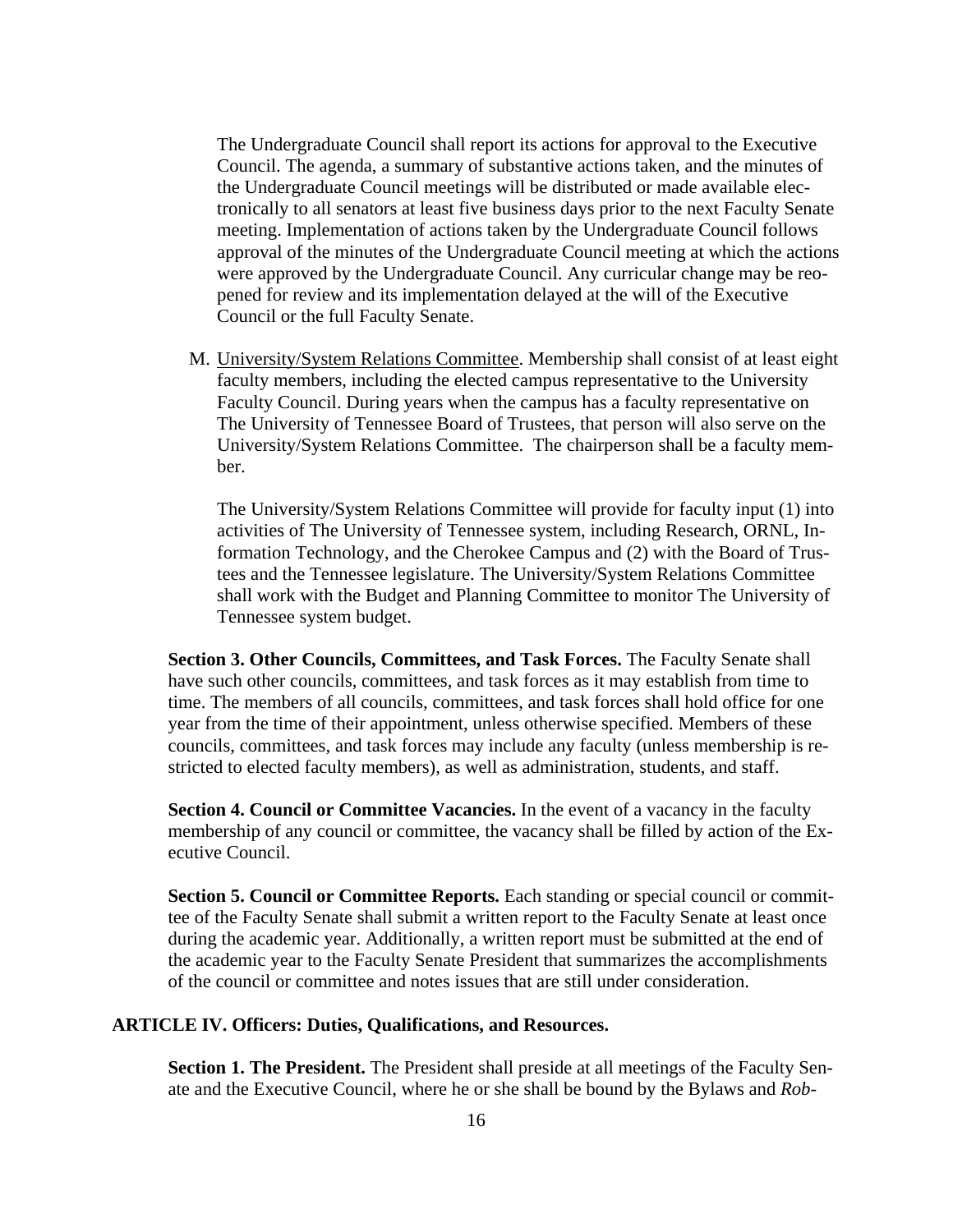The Undergraduate Council shall report its actions for approval to the Executive Council. The agenda, a summary of substantive actions taken, and the minutes of the Undergraduate Council meetings will be distributed or made available electronically to all senators at least five business days prior to the next Faculty Senate meeting. Implementation of actions taken by the Undergraduate Council follows approval of the minutes of the Undergraduate Council meeting at which the actions were approved by the Undergraduate Council. Any curricular change may be reopened for review and its implementation delayed at the will of the Executive Council or the full Faculty Senate.

M. University/System Relations Committee. Membership shall consist of at least eight faculty members, including the elected campus representative to the University Faculty Council. During years when the campus has a faculty representative on The University of Tennessee Board of Trustees, that person will also serve on the University/System Relations Committee. The chairperson shall be a faculty member.

   The University/System Relations Committee will provide for faculty input (1) into activities of The University of Tennessee system, including Research, ORNL, Information Technology, and the Cherokee Campus and (2) with the Board of Trustees and the Tennessee legislature. The University/System Relations Committee shall work with the Budget and Planning Committee to monitor The University of Tennessee system budget.

**Section 3. Other Councils, Committees, and Task Forces.** The Faculty Senate shall have such other councils, committees, and task forces as it may establish from time to time. The members of all councils, committees, and task forces shall hold office for one year from the time of their appointment, unless otherwise specified. Members of these councils, committees, and task forces may include any faculty (unless membership is restricted to elected faculty members), as well as administration, students, and staff.

**Section 4. Council or Committee Vacancies.** In the event of a vacancy in the faculty membership of any council or committee, the vacancy shall be filled by action of the Executive Council.

**Section 5. Council or Committee Reports.** Each standing or special council or committee of the Faculty Senate shall submit a written report to the Faculty Senate at least once during the academic year. Additionally, a written report must be submitted at the end of the academic year to the Faculty Senate President that summarizes the accomplishments of the council or committee and notes issues that are still under consideration.

## ARTICLE IV. Officers: Duties, Qualifications, and Resources.

**Section 1. The President.** The President shall preside at all meetings of the Faculty Senate and the Executive Council, where he or she shall be bound by the Bylaws and *Rob-*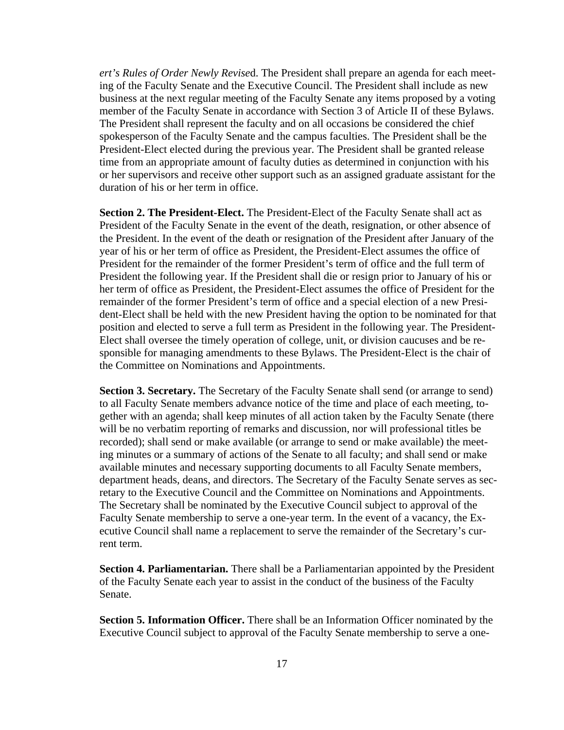*ert's Rules of Order Newly Revise*d. The President shall prepare an agenda for each meeting of the Faculty Senate and the Executive Council. The President shall include as new business at the next regular meeting of the Faculty Senate any items proposed by a voting member of the Faculty Senate in accordance with Section 3 of Article II of these Bylaws. The President shall represent the faculty and on all occasions be considered the chief spokesperson of the Faculty Senate and the campus faculties. The President shall be the President-Elect elected during the previous year. The President shall be granted release time from an appropriate amount of faculty duties as determined in conjunction with his or her supervisors and receive other support such as an assigned graduate assistant for the duration of his or her term in office.

**Section 2. The President-Elect.** The President-Elect of the Faculty Senate shall act as President of the Faculty Senate in the event of the death, resignation, or other absence of the President. In the event of the death or resignation of the President after January of the year of his or her term of office as President, the President-Elect assumes the office of President for the remainder of the former President's term of office and the full term of President the following year. If the President shall die or resign prior to January of his or her term of office as President, the President-Elect assumes the office of President for the remainder of the former President's term of office and a special election of a new President-Elect shall be held with the new President having the option to be nominated for that position and elected to serve a full term as President in the following year. The President-Elect shall oversee the timely operation of college, unit, or division caucuses and be responsible for managing amendments to these Bylaws. The President-Elect is the chair of the Committee on Nominations and Appointments.

**Section 3. Secretary.** The Secretary of the Faculty Senate shall send (or arrange to send) to all Faculty Senate members advance notice of the time and place of each meeting, together with an agenda; shall keep minutes of all action taken by the Faculty Senate (there will be no verbatim reporting of remarks and discussion, nor will professional titles be recorded); shall send or make available (or arrange to send or make available) the meeting minutes or a summary of actions of the Senate to all faculty; and shall send or make available minutes and necessary supporting documents to all Faculty Senate members, department heads, deans, and directors. The Secretary of the Faculty Senate serves as secretary to the Executive Council and the Committee on Nominations and Appointments. The Secretary shall be nominated by the Executive Council subject to approval of the Faculty Senate membership to serve a one-year term. In the event of a vacancy, the Executive Council shall name a replacement to serve the remainder of the Secretary's current term.

**Section 4. Parliamentarian.** There shall be a Parliamentarian appointed by the President of the Faculty Senate each year to assist in the conduct of the business of the Faculty Senate.

**Section 5. Information Officer.** There shall be an Information Officer nominated by the Executive Council subject to approval of the Faculty Senate membership to serve a one-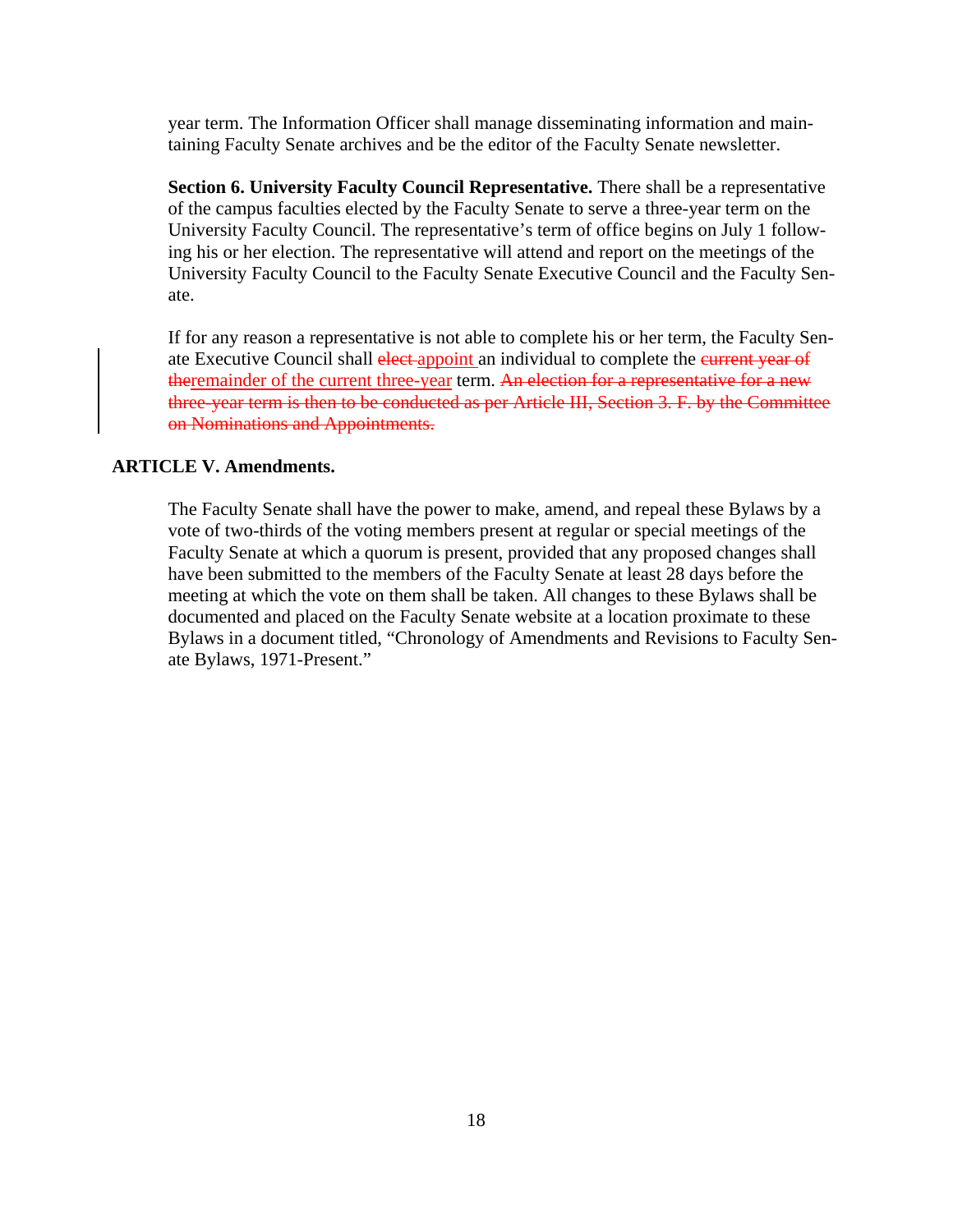year term. The Information Officer shall manage disseminating information and maintaining Faculty Senate archives and be the editor of the Faculty Senate newsletter.

**Section 6. University Faculty Council Representative.** There shall be a representative of the campus faculties elected by the Faculty Senate to serve a three-year term on the University Faculty Council. The representative's term of office begins on July 1 following his or her election. The representative will attend and report on the meetings of the University Faculty Council to the Faculty Senate Executive Council and the Faculty Senate.

If for any reason a representative is not able to complete his or her term, the Faculty Senate Executive Council shall ~~elect~~ <u>appoint</u> an individual to complete the ~~current year of the~~<u>remainder of the current three-year</u> term. ~~An election for a representative for a new three-year term is then to be conducted as per Article III, Section 3. F. by the Committee on Nominations and Appointments.~~

## ARTICLE V. Amendments.

The Faculty Senate shall have the power to make, amend, and repeal these Bylaws by a vote of two-thirds of the voting members present at regular or special meetings of the Faculty Senate at which a quorum is present, provided that any proposed changes shall have been submitted to the members of the Faculty Senate at least 28 days before the meeting at which the vote on them shall be taken. All changes to these Bylaws shall be documented and placed on the Faculty Senate website at a location proximate to these Bylaws in a document titled, "Chronology of Amendments and Revisions to Faculty Senate Bylaws, 1971-Present."